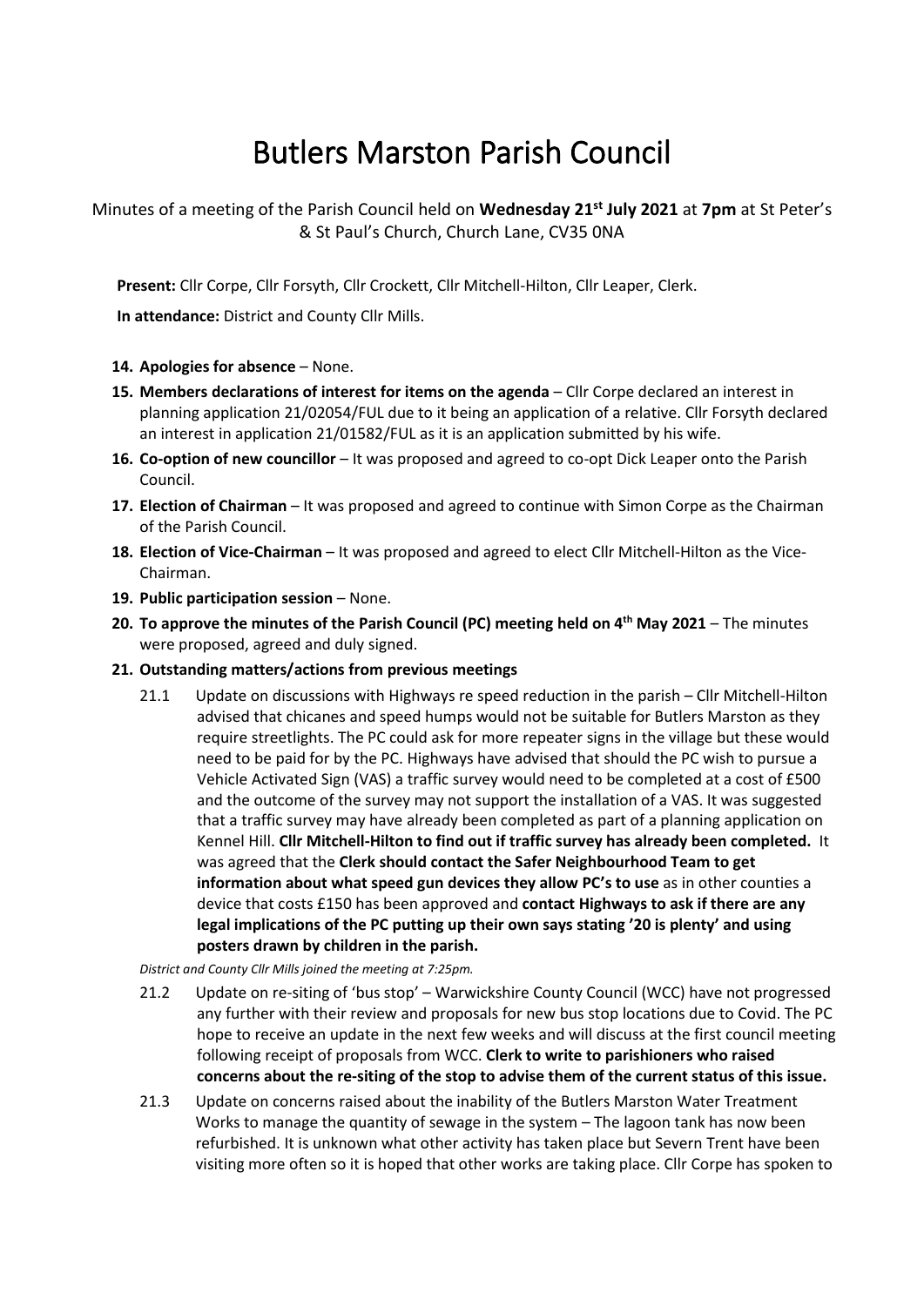# Butlers Marston Parish Council

Minutes of a meeting of the Parish Council held on **Wednesday 21st July 2021** at **7pm** at St Peter's & St Paul's Church, Church Lane, CV35 0NA

**Present:** Cllr Corpe, Cllr Forsyth, Cllr Crockett, Cllr Mitchell-Hilton, Cllr Leaper, Clerk.

**In attendance:** District and County Cllr Mills.

14. **Apologies for absence** – None.
15. **Members declarations of interest for items on the agenda** – Cllr Corpe declared an interest in planning application 21/02054/FUL due to it being an application of a relative. Cllr Forsyth declared an interest in application 21/01582/FUL as it is an application submitted by his wife.
16. **Co-option of new councillor** – It was proposed and agreed to co-opt Dick Leaper onto the Parish Council.
17. **Election of Chairman** – It was proposed and agreed to continue with Simon Corpe as the Chairman of the Parish Council.
18. **Election of Vice-Chairman** – It was proposed and agreed to elect Cllr Mitchell-Hilton as the Vice-Chairman.
19. **Public participation session** – None.
20. **To approve the minutes of the Parish Council (PC) meeting held on 4th May 2021** – The minutes were proposed, agreed and duly signed.
21. **Outstanding matters/actions from previous meetings**

    21.1 Update on discussions with Highways re speed reduction in the parish – Cllr Mitchell-Hilton advised that chicanes and speed humps would not be suitable for Butlers Marston as they require streetlights. The PC could ask for more repeater signs in the village but these would need to be paid for by the PC. Highways have advised that should the PC wish to pursue a Vehicle Activated Sign (VAS) a traffic survey would need to be completed at a cost of £500 and the outcome of the survey may not support the installation of a VAS. It was suggested that a traffic survey may have already been completed as part of a planning application on Kennel Hill. **Cllr Mitchell-Hilton to find out if traffic survey has already been completed.** It was agreed that the **Clerk should contact the Safer Neighbourhood Team to get information about what speed gun devices they allow PC's to use** as in other counties a device that costs £150 has been approved and **contact Highways to ask if there are any legal implications of the PC putting up their own says stating '20 is plenty' and using posters drawn by children in the parish.**

    *District and County Cllr Mills joined the meeting at 7:25pm.*

    21.2 Update on re-siting of 'bus stop' – Warwickshire County Council (WCC) have not progressed any further with their review and proposals for new bus stop locations due to Covid. The PC hope to receive an update in the next few weeks and will discuss at the first council meeting following receipt of proposals from WCC. **Clerk to write to parishioners who raised concerns about the re-siting of the stop to advise them of the current status of this issue.**

    21.3 Update on concerns raised about the inability of the Butlers Marston Water Treatment Works to manage the quantity of sewage in the system – The lagoon tank has now been refurbished. It is unknown what other activity has taken place but Severn Trent have been visiting more often so it is hoped that other works are taking place. Cllr Corpe has spoken to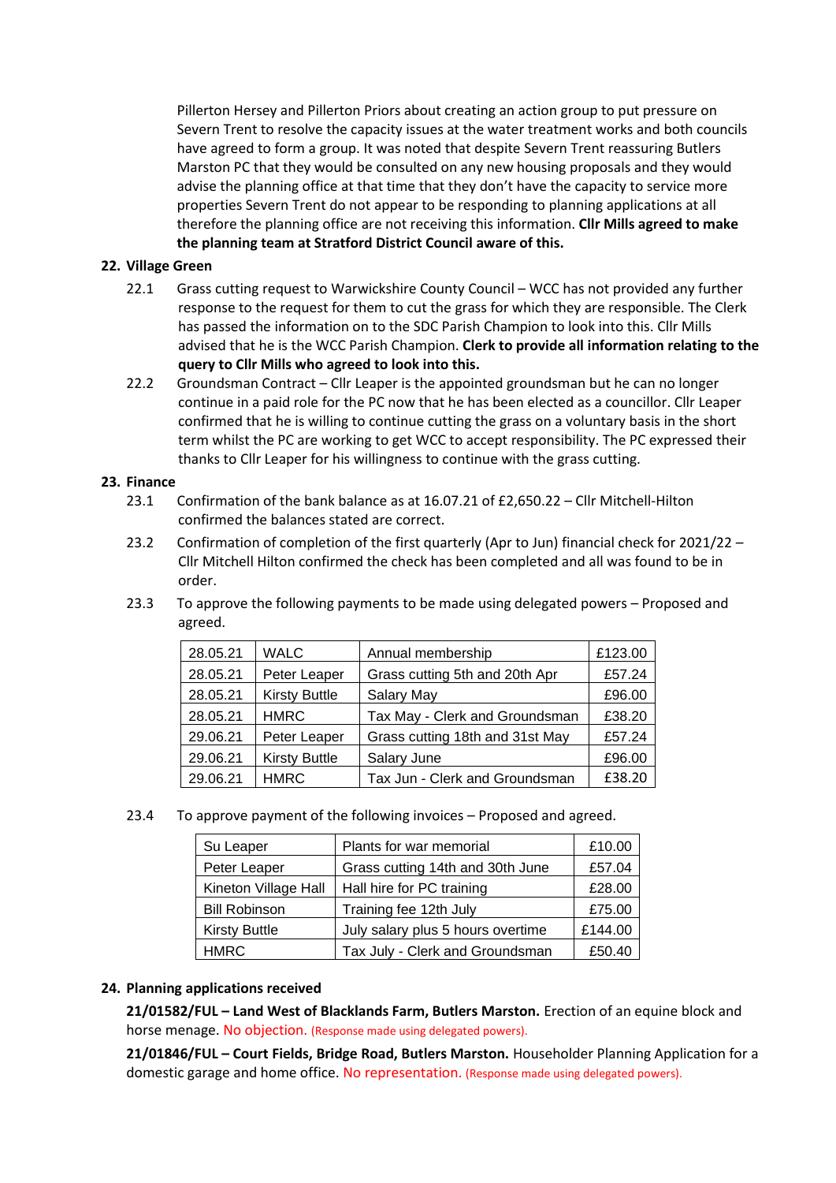Pillerton Hersey and Pillerton Priors about creating an action group to put pressure on Severn Trent to resolve the capacity issues at the water treatment works and both councils have agreed to form a group. It was noted that despite Severn Trent reassuring Butlers Marston PC that they would be consulted on any new housing proposals and they would advise the planning office at that time that they don't have the capacity to service more properties Severn Trent do not appear to be responding to planning applications at all therefore the planning office are not receiving this information. **Cllr Mills agreed to make the planning team at Stratford District Council aware of this.**

**22. Village Green**

22.1 Grass cutting request to Warwickshire County Council – WCC has not provided any further response to the request for them to cut the grass for which they are responsible. The Clerk has passed the information on to the SDC Parish Champion to look into this. Cllr Mills advised that he is the WCC Parish Champion. **Clerk to provide all information relating to the query to Cllr Mills who agreed to look into this.**

22.2 Groundsman Contract – Cllr Leaper is the appointed groundsman but he can no longer continue in a paid role for the PC now that he has been elected as a councillor. Cllr Leaper confirmed that he is willing to continue cutting the grass on a voluntary basis in the short term whilst the PC are working to get WCC to accept responsibility. The PC expressed their thanks to Cllr Leaper for his willingness to continue with the grass cutting.

**23. Finance**

23.1 Confirmation of the bank balance as at 16.07.21 of £2,650.22 – Cllr Mitchell-Hilton confirmed the balances stated are correct.

23.2 Confirmation of completion of the first quarterly (Apr to Jun) financial check for 2021/22 – Cllr Mitchell Hilton confirmed the check has been completed and all was found to be in order.

23.3 To approve the following payments to be made using delegated powers – Proposed and agreed.

| | | | |
|---|---|---|---|
| 28.05.21 | WALC | Annual membership | £123.00 |
| 28.05.21 | Peter Leaper | Grass cutting 5th and 20th Apr | £57.24 |
| 28.05.21 | Kirsty Buttle | Salary May | £96.00 |
| 28.05.21 | HMRC | Tax May - Clerk and Groundsman | £38.20 |
| 29.06.21 | Peter Leaper | Grass cutting 18th and 31st May | £57.24 |
| 29.06.21 | Kirsty Buttle | Salary June | £96.00 |
| 29.06.21 | HMRC | Tax Jun - Clerk and Groundsman | £38.20 |

23.4 To approve payment of the following invoices – Proposed and agreed.

| | | |
|---|---|---|
| Su Leaper | Plants for war memorial | £10.00 |
| Peter Leaper | Grass cutting 14th and 30th June | £57.04 |
| Kineton Village Hall | Hall hire for PC training | £28.00 |
| Bill Robinson | Training fee 12th July | £75.00 |
| Kirsty Buttle | July salary plus 5 hours overtime | £144.00 |
| HMRC | Tax July - Clerk and Groundsman | £50.40 |

**24. Planning applications received**

**21/01582/FUL – Land West of Blacklands Farm, Butlers Marston.** Erection of an equine block and horse menage. No objection. (Response made using delegated powers).

**21/01846/FUL – Court Fields, Bridge Road, Butlers Marston.** Householder Planning Application for a domestic garage and home office. No representation. (Response made using delegated powers).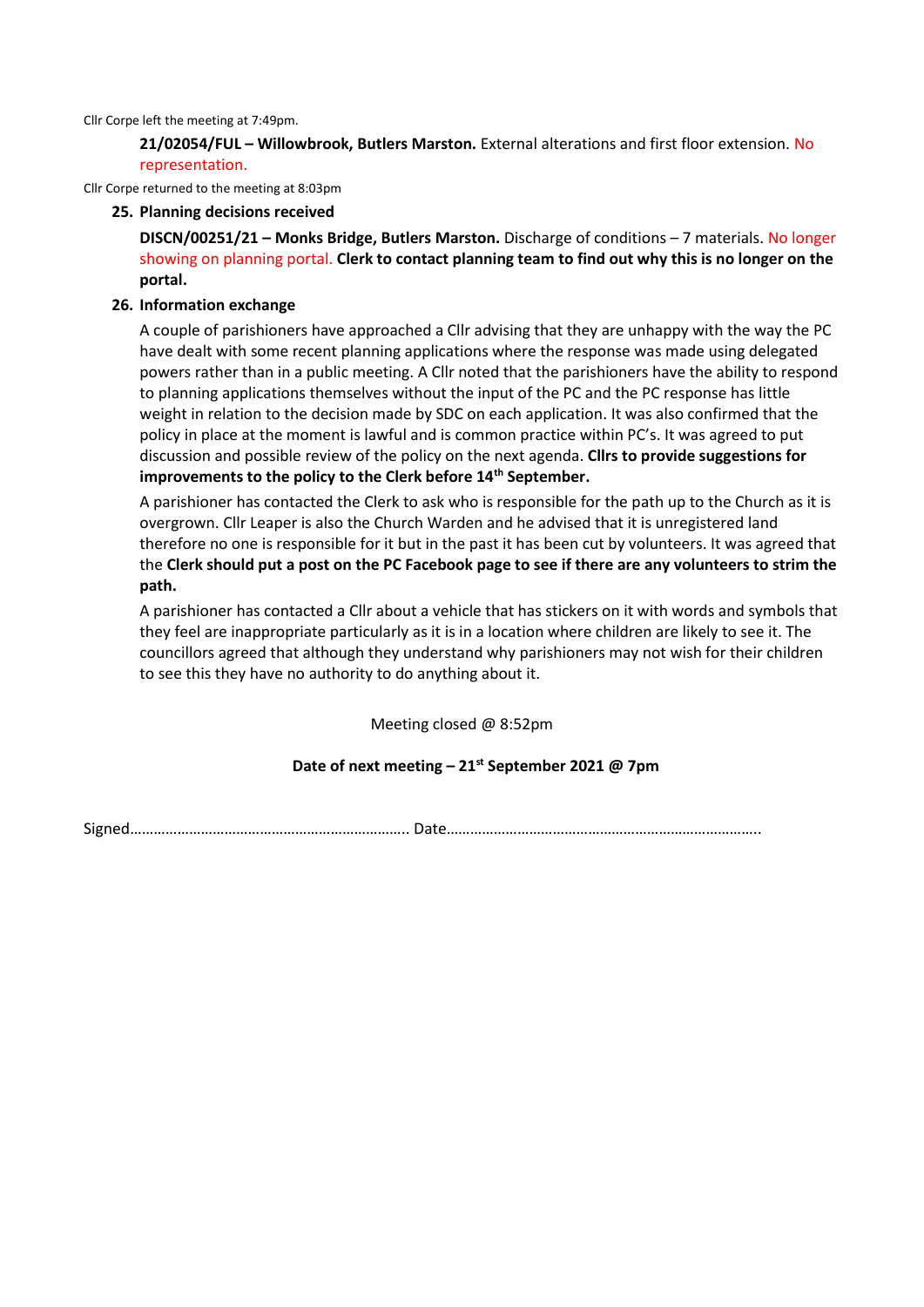Cllr Corpe left the meeting at 7:49pm.

**21/02054/FUL – Willowbrook, Butlers Marston.** External alterations and first floor extension. No representation.

Cllr Corpe returned to the meeting at 8:03pm

**25. Planning decisions received**

**DISCN/00251/21 – Monks Bridge, Butlers Marston.** Discharge of conditions – 7 materials. No longer showing on planning portal. **Clerk to contact planning team to find out why this is no longer on the portal.**

**26. Information exchange**

A couple of parishioners have approached a Cllr advising that they are unhappy with the way the PC have dealt with some recent planning applications where the response was made using delegated powers rather than in a public meeting. A Cllr noted that the parishioners have the ability to respond to planning applications themselves without the input of the PC and the PC response has little weight in relation to the decision made by SDC on each application. It was also confirmed that the policy in place at the moment is lawful and is common practice within PC's. It was agreed to put discussion and possible review of the policy on the next agenda. **Cllrs to provide suggestions for improvements to the policy to the Clerk before 14th September.**

A parishioner has contacted the Clerk to ask who is responsible for the path up to the Church as it is overgrown. Cllr Leaper is also the Church Warden and he advised that it is unregistered land therefore no one is responsible for it but in the past it has been cut by volunteers. It was agreed that the **Clerk should put a post on the PC Facebook page to see if there are any volunteers to strim the path.**

A parishioner has contacted a Cllr about a vehicle that has stickers on it with words and symbols that they feel are inappropriate particularly as it is in a location where children are likely to see it. The councillors agreed that although they understand why parishioners may not wish for their children to see this they have no authority to do anything about it.

Meeting closed @ 8:52pm

**Date of next meeting – 21st September 2021 @ 7pm**

Signed…………………………………………………………….. Date…………………………………………………………………….